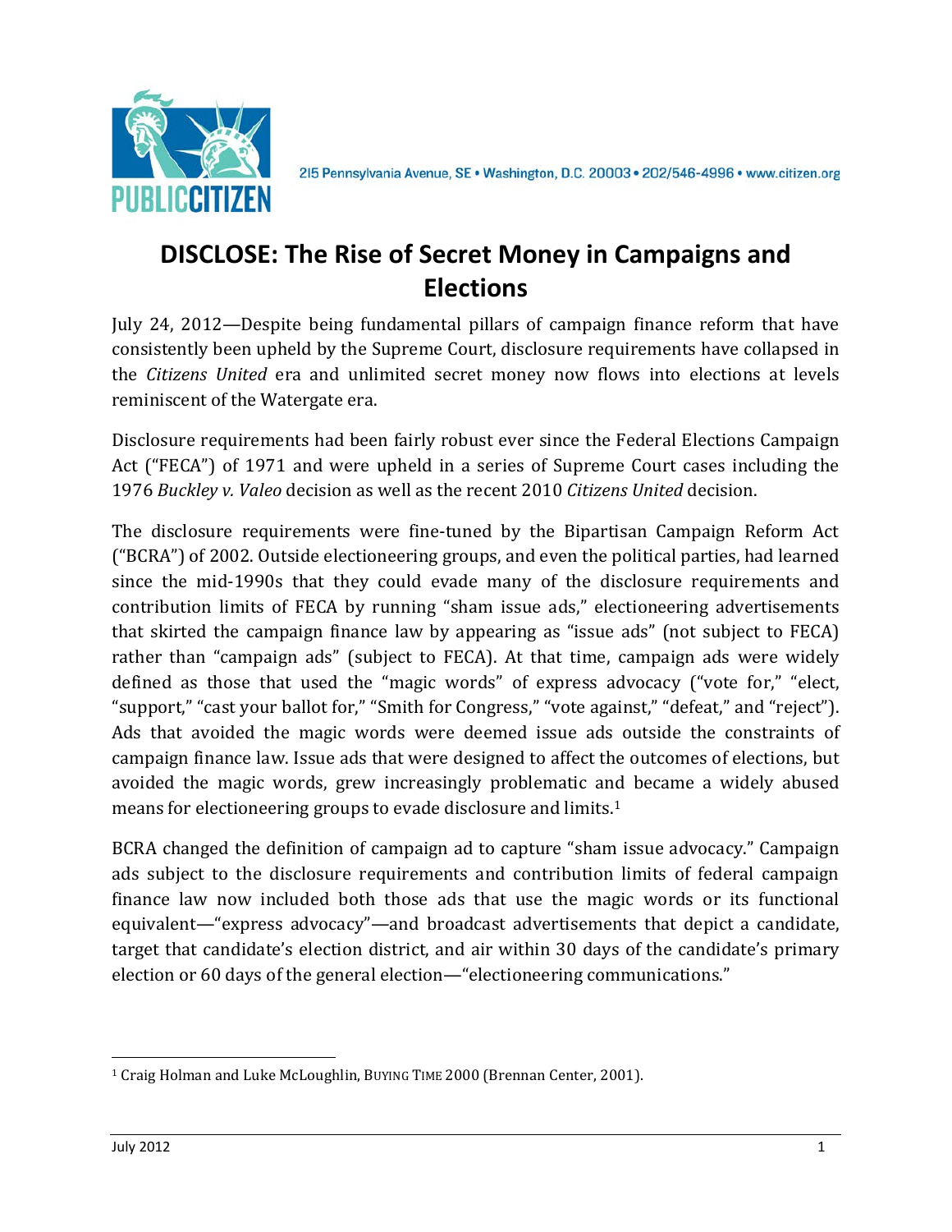215 Pennsylvania Avenue, SE • Washington, D.C. 20003 • 202/546-4996 • www.citizen.org

# DISCLOSE: The Rise of Secret Money in Campaigns and Elections

July 24, 2012—Despite being fundamental pillars of campaign finance reform that have consistently been upheld by the Supreme Court, disclosure requirements have collapsed in the *Citizens United* era and unlimited secret money now flows into elections at levels reminiscent of the Watergate era.

Disclosure requirements had been fairly robust ever since the Federal Elections Campaign Act ("FECA") of 1971 and were upheld in a series of Supreme Court cases including the 1976 *Buckley v. Valeo* decision as well as the recent 2010 *Citizens United* decision.

The disclosure requirements were fine-tuned by the Bipartisan Campaign Reform Act ("BCRA") of 2002. Outside electioneering groups, and even the political parties, had learned since the mid-1990s that they could evade many of the disclosure requirements and contribution limits of FECA by running "sham issue ads," electioneering advertisements that skirted the campaign finance law by appearing as "issue ads" (not subject to FECA) rather than "campaign ads" (subject to FECA). At that time, campaign ads were widely defined as those that used the "magic words" of express advocacy ("vote for," "elect, "support," "cast your ballot for," "Smith for Congress," "vote against," "defeat," and "reject"). Ads that avoided the magic words were deemed issue ads outside the constraints of campaign finance law. Issue ads that were designed to affect the outcomes of elections, but avoided the magic words, grew increasingly problematic and became a widely abused means for electioneering groups to evade disclosure and limits.[1]

BCRA changed the definition of campaign ad to capture "sham issue advocacy." Campaign ads subject to the disclosure requirements and contribution limits of federal campaign finance law now included both those ads that use the magic words or its functional equivalent—"express advocacy"—and broadcast advertisements that depict a candidate, target that candidate's election district, and air within 30 days of the candidate's primary election or 60 days of the general election—"electioneering communications."

[1] Craig Holman and Luke McLoughlin, BUYING TIME 2000 (Brennan Center, 2001).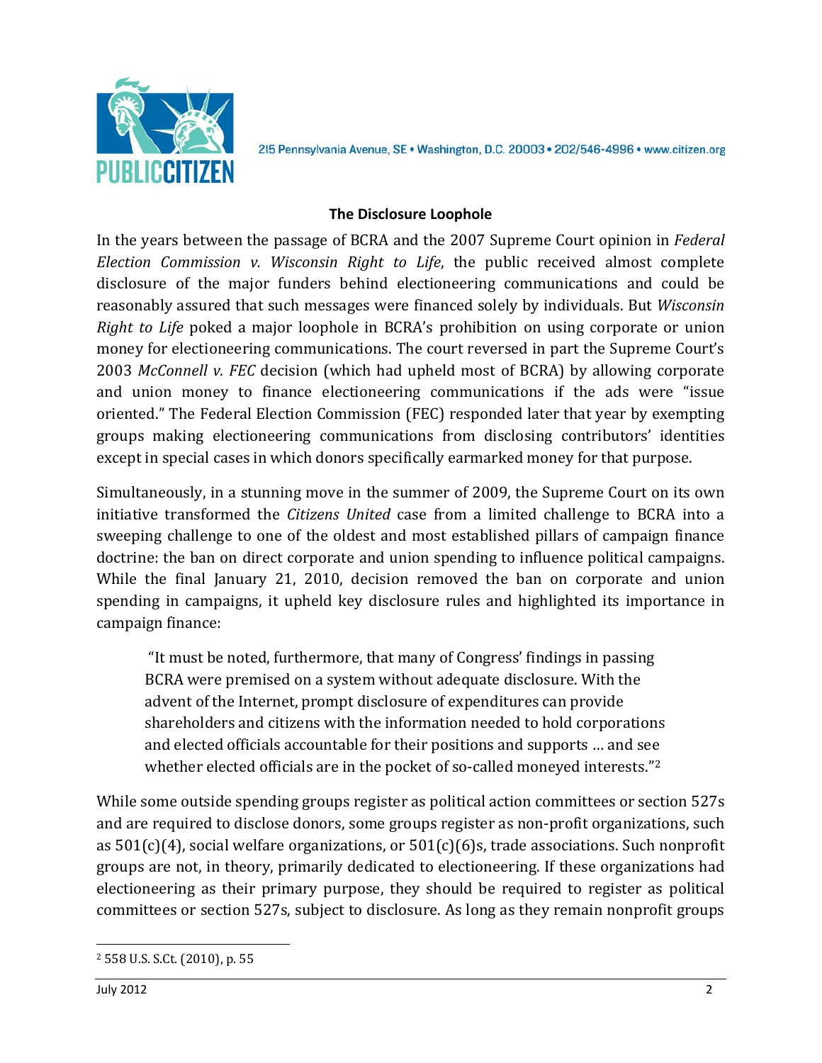## The Disclosure Loophole

In the years between the passage of BCRA and the 2007 Supreme Court opinion in *Federal Election Commission v. Wisconsin Right to Life*, the public received almost complete disclosure of the major funders behind electioneering communications and could be reasonably assured that such messages were financed solely by individuals. But *Wisconsin Right to Life* poked a major loophole in BCRA's prohibition on using corporate or union money for electioneering communications. The court reversed in part the Supreme Court's 2003 *McConnell v. FEC* decision (which had upheld most of BCRA) by allowing corporate and union money to finance electioneering communications if the ads were "issue oriented." The Federal Election Commission (FEC) responded later that year by exempting groups making electioneering communications from disclosing contributors' identities except in special cases in which donors specifically earmarked money for that purpose.

Simultaneously, in a stunning move in the summer of 2009, the Supreme Court on its own initiative transformed the *Citizens United* case from a limited challenge to BCRA into a sweeping challenge to one of the oldest and most established pillars of campaign finance doctrine: the ban on direct corporate and union spending to influence political campaigns. While the final January 21, 2010, decision removed the ban on corporate and union spending in campaigns, it upheld key disclosure rules and highlighted its importance in campaign finance:

> "It must be noted, furthermore, that many of Congress' findings in passing BCRA were premised on a system without adequate disclosure. With the advent of the Internet, prompt disclosure of expenditures can provide shareholders and citizens with the information needed to hold corporations and elected officials accountable for their positions and supports … and see whether elected officials are in the pocket of so-called moneyed interests."[2]

While some outside spending groups register as political action committees or section 527s and are required to disclose donors, some groups register as non-profit organizations, such as 501(c)(4), social welfare organizations, or 501(c)(6)s, trade associations. Such nonprofit groups are not, in theory, primarily dedicated to electioneering. If these organizations had electioneering as their primary purpose, they should be required to register as political committees or section 527s, subject to disclosure. As long as they remain nonprofit groups

[2] 558 U.S. S.Ct. (2010), p. 55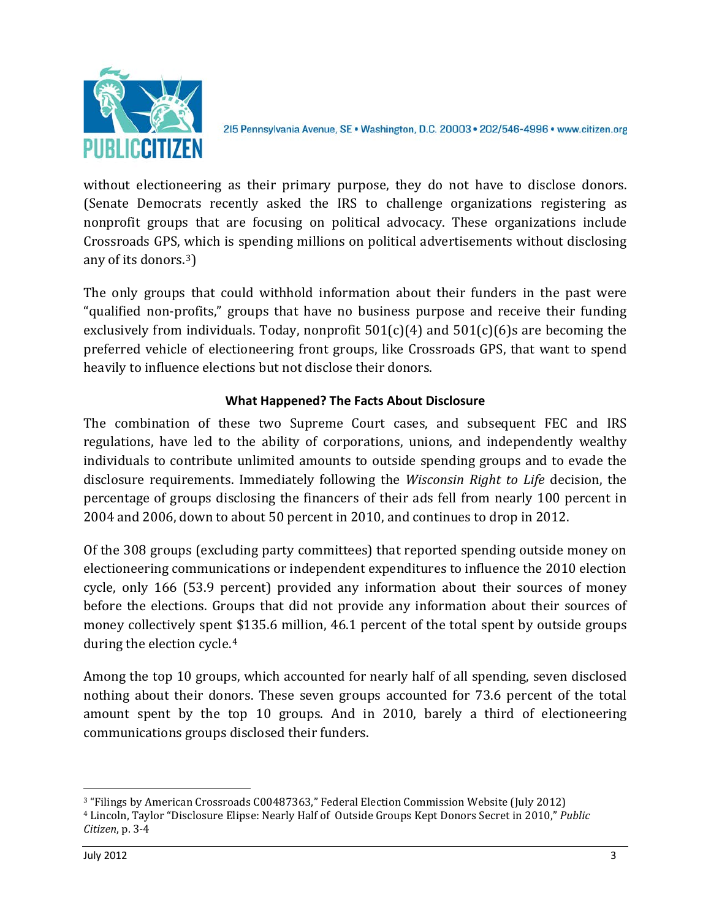without electioneering as their primary purpose, they do not have to disclose donors. (Senate Democrats recently asked the IRS to challenge organizations registering as nonprofit groups that are focusing on political advocacy. These organizations include Crossroads GPS, which is spending millions on political advertisements without disclosing any of its donors.[3])

The only groups that could withhold information about their funders in the past were "qualified non-profits," groups that have no business purpose and receive their funding exclusively from individuals. Today, nonprofit 501(c)(4) and 501(c)(6)s are becoming the preferred vehicle of electioneering front groups, like Crossroads GPS, that want to spend heavily to influence elections but not disclose their donors.

**What Happened? The Facts About Disclosure**

The combination of these two Supreme Court cases, and subsequent FEC and IRS regulations, have led to the ability of corporations, unions, and independently wealthy individuals to contribute unlimited amounts to outside spending groups and to evade the disclosure requirements. Immediately following the *Wisconsin Right to Life* decision, the percentage of groups disclosing the financers of their ads fell from nearly 100 percent in 2004 and 2006, down to about 50 percent in 2010, and continues to drop in 2012.

Of the 308 groups (excluding party committees) that reported spending outside money on electioneering communications or independent expenditures to influence the 2010 election cycle, only 166 (53.9 percent) provided any information about their sources of money before the elections. Groups that did not provide any information about their sources of money collectively spent $135.6 million, 46.1 percent of the total spent by outside groups during the election cycle.[4]

Among the top 10 groups, which accounted for nearly half of all spending, seven disclosed nothing about their donors. These seven groups accounted for 73.6 percent of the total amount spent by the top 10 groups. And in 2010, barely a third of electioneering communications groups disclosed their funders.

---

[3] "Filings by American Crossroads C00487363," Federal Election Commission Website (July 2012)

[4] Lincoln, Taylor "Disclosure Elipse: Nearly Half of Outside Groups Kept Donors Secret in 2010," *Public Citizen*, p. 3-4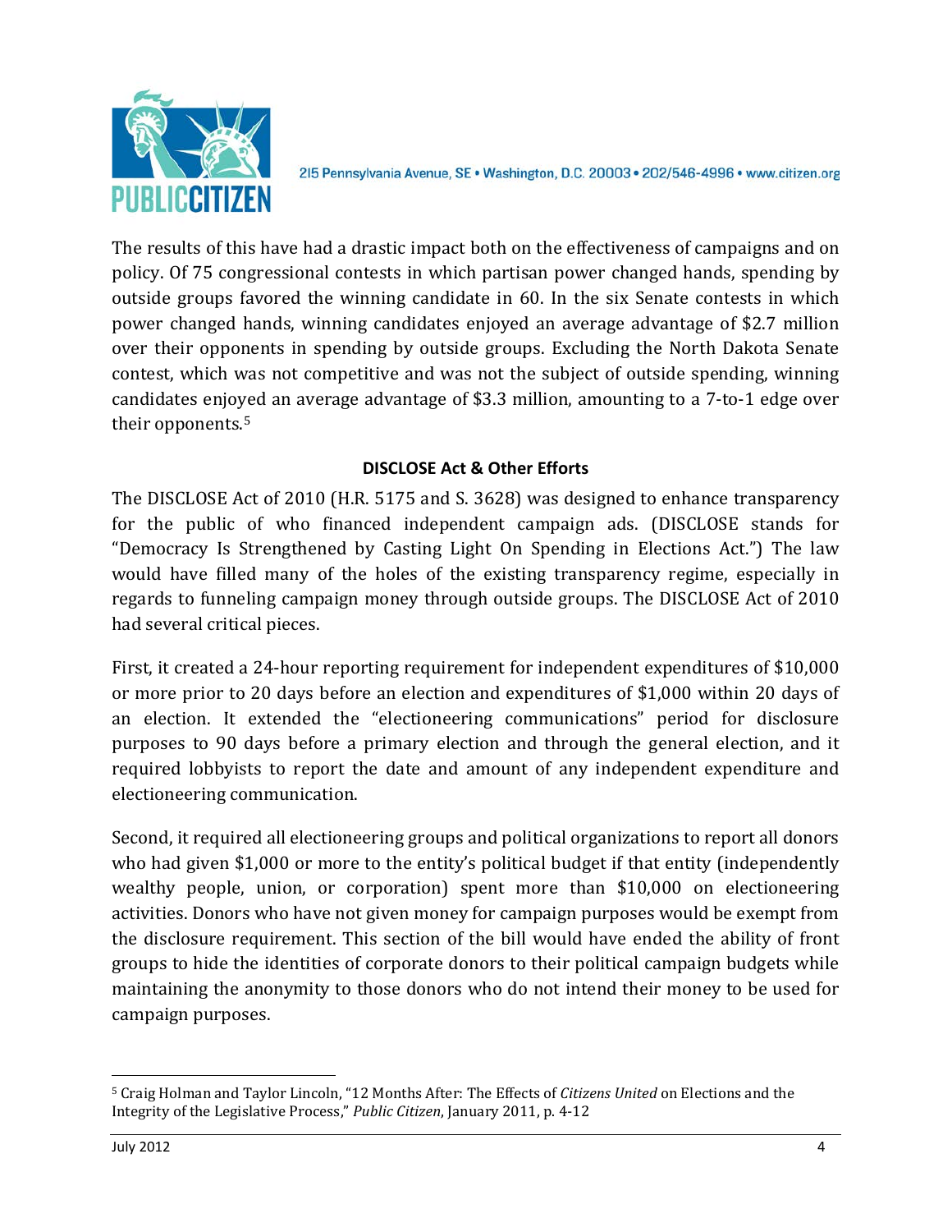The results of this have had a drastic impact both on the effectiveness of campaigns and on policy. Of 75 congressional contests in which partisan power changed hands, spending by outside groups favored the winning candidate in 60. In the six Senate contests in which power changed hands, winning candidates enjoyed an average advantage of $2.7 million over their opponents in spending by outside groups. Excluding the North Dakota Senate contest, which was not competitive and was not the subject of outside spending, winning candidates enjoyed an average advantage of $3.3 million, amounting to a 7-to-1 edge over their opponents.[5]

## DISCLOSE Act & Other Efforts

The DISCLOSE Act of 2010 (H.R. 5175 and S. 3628) was designed to enhance transparency for the public of who financed independent campaign ads. (DISCLOSE stands for "Democracy Is Strengthened by Casting Light On Spending in Elections Act.") The law would have filled many of the holes of the existing transparency regime, especially in regards to funneling campaign money through outside groups. The DISCLOSE Act of 2010 had several critical pieces.

First, it created a 24-hour reporting requirement for independent expenditures of $10,000 or more prior to 20 days before an election and expenditures of $1,000 within 20 days of an election. It extended the "electioneering communications" period for disclosure purposes to 90 days before a primary election and through the general election, and it required lobbyists to report the date and amount of any independent expenditure and electioneering communication.

Second, it required all electioneering groups and political organizations to report all donors who had given $1,000 or more to the entity's political budget if that entity (independently wealthy people, union, or corporation) spent more than $10,000 on electioneering activities. Donors who have not given money for campaign purposes would be exempt from the disclosure requirement. This section of the bill would have ended the ability of front groups to hide the identities of corporate donors to their political campaign budgets while maintaining the anonymity to those donors who do not intend their money to be used for campaign purposes.

---

[5] Craig Holman and Taylor Lincoln, "12 Months After: The Effects of *Citizens United* on Elections and the Integrity of the Legislative Process," *Public Citizen*, January 2011, p. 4-12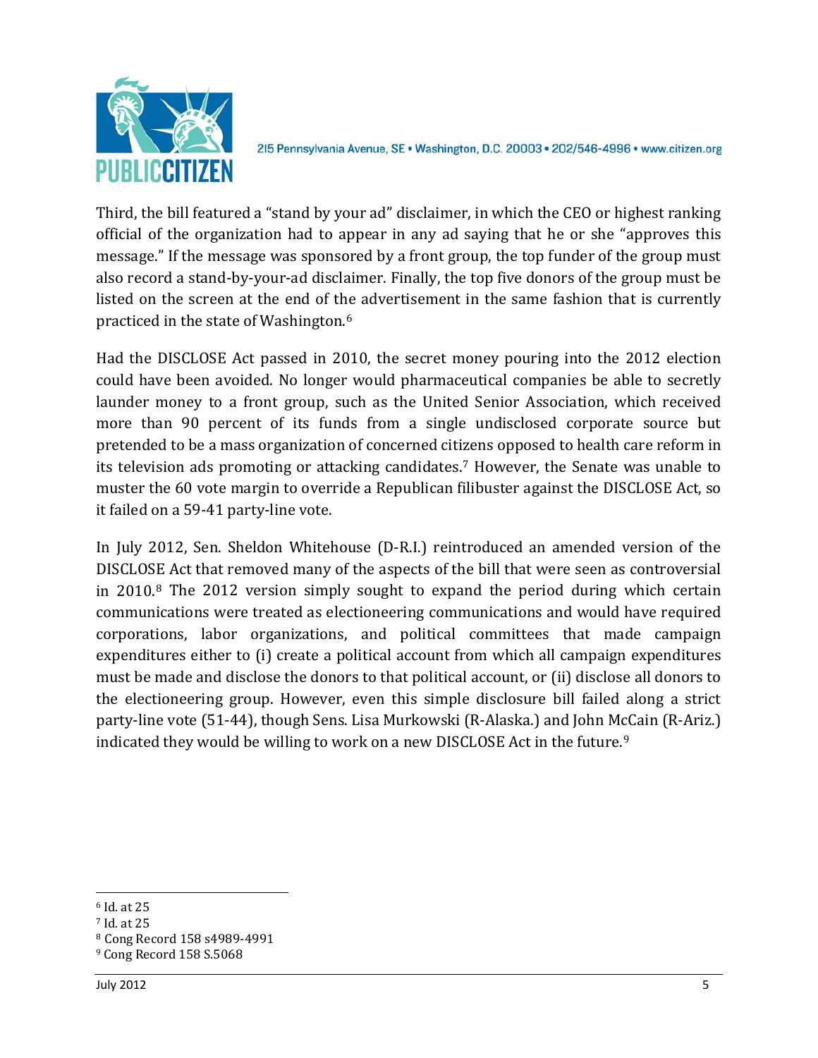Third, the bill featured a "stand by your ad" disclaimer, in which the CEO or highest ranking official of the organization had to appear in any ad saying that he or she "approves this message." If the message was sponsored by a front group, the top funder of the group must also record a stand-by-your-ad disclaimer. Finally, the top five donors of the group must be listed on the screen at the end of the advertisement in the same fashion that is currently practiced in the state of Washington.[6]

Had the DISCLOSE Act passed in 2010, the secret money pouring into the 2012 election could have been avoided. No longer would pharmaceutical companies be able to secretly launder money to a front group, such as the United Senior Association, which received more than 90 percent of its funds from a single undisclosed corporate source but pretended to be a mass organization of concerned citizens opposed to health care reform in its television ads promoting or attacking candidates.[7] However, the Senate was unable to muster the 60 vote margin to override a Republican filibuster against the DISCLOSE Act, so it failed on a 59-41 party-line vote.

In July 2012, Sen. Sheldon Whitehouse (D-R.I.) reintroduced an amended version of the DISCLOSE Act that removed many of the aspects of the bill that were seen as controversial in 2010.[8] The 2012 version simply sought to expand the period during which certain communications were treated as electioneering communications and would have required corporations, labor organizations, and political committees that made campaign expenditures either to (i) create a political account from which all campaign expenditures must be made and disclose the donors to that political account, or (ii) disclose all donors to the electioneering group. However, even this simple disclosure bill failed along a strict party-line vote (51-44), though Sens. Lisa Murkowski (R-Alaska.) and John McCain (R-Ariz.) indicated they would be willing to work on a new DISCLOSE Act in the future.[9]

---

[6] Id. at 25

[7] Id. at 25

[8] Cong Record 158 s4989-4991

[9] Cong Record 158 S.5068